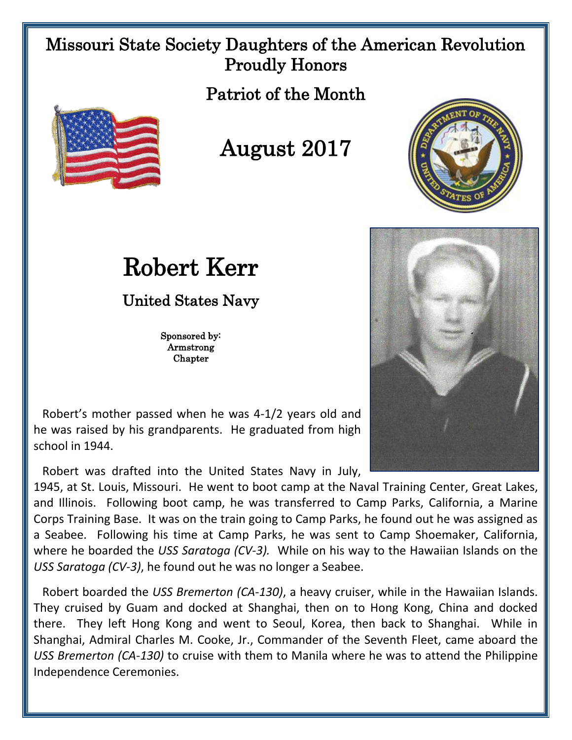Missouri State Society Daughters of the American Revolution
Proudly Honors

Patriot of the Month

# August 2017

# Robert Kerr

## United States Navy

Sponsored by:
Armstrong
Chapter

Robert's mother passed when he was 4-1/2 years old and he was raised by his grandparents. He graduated from high school in 1944.

Robert was drafted into the United States Navy in July, 1945, at St. Louis, Missouri. He went to boot camp at the Naval Training Center, Great Lakes, and Illinois. Following boot camp, he was transferred to Camp Parks, California, a Marine Corps Training Base. It was on the train going to Camp Parks, he found out he was assigned as a Seabee. Following his time at Camp Parks, he was sent to Camp Shoemaker, California, where he boarded the *USS Saratoga (CV-3).* While on his way to the Hawaiian Islands on the *USS Saratoga (CV-3)*, he found out he was no longer a Seabee.

Robert boarded the *USS Bremerton (CA-130)*, a heavy cruiser, while in the Hawaiian Islands. They cruised by Guam and docked at Shanghai, then on to Hong Kong, China and docked there. They left Hong Kong and went to Seoul, Korea, then back to Shanghai. While in Shanghai, Admiral Charles M. Cooke, Jr., Commander of the Seventh Fleet, came aboard the *USS Bremerton (CA-130)* to cruise with them to Manila where he was to attend the Philippine Independence Ceremonies.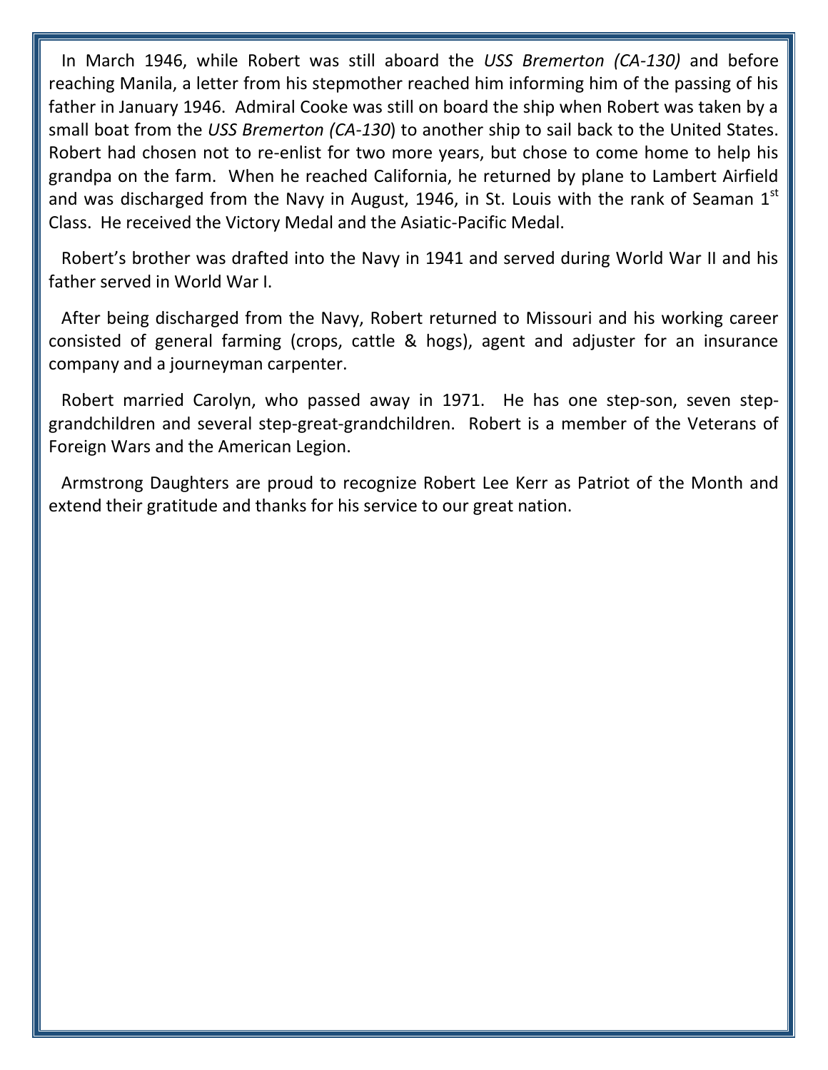In March 1946, while Robert was still aboard the *USS Bremerton (CA-130)* and before reaching Manila, a letter from his stepmother reached him informing him of the passing of his father in January 1946. Admiral Cooke was still on board the ship when Robert was taken by a small boat from the *USS Bremerton (CA-130)* to another ship to sail back to the United States. Robert had chosen not to re-enlist for two more years, but chose to come home to help his grandpa on the farm. When he reached California, he returned by plane to Lambert Airfield and was discharged from the Navy in August, 1946, in St. Louis with the rank of Seaman 1st Class. He received the Victory Medal and the Asiatic-Pacific Medal.

Robert's brother was drafted into the Navy in 1941 and served during World War II and his father served in World War I.

After being discharged from the Navy, Robert returned to Missouri and his working career consisted of general farming (crops, cattle & hogs), agent and adjuster for an insurance company and a journeyman carpenter.

Robert married Carolyn, who passed away in 1971. He has one step-son, seven step-grandchildren and several step-great-grandchildren. Robert is a member of the Veterans of Foreign Wars and the American Legion.

Armstrong Daughters are proud to recognize Robert Lee Kerr as Patriot of the Month and extend their gratitude and thanks for his service to our great nation.